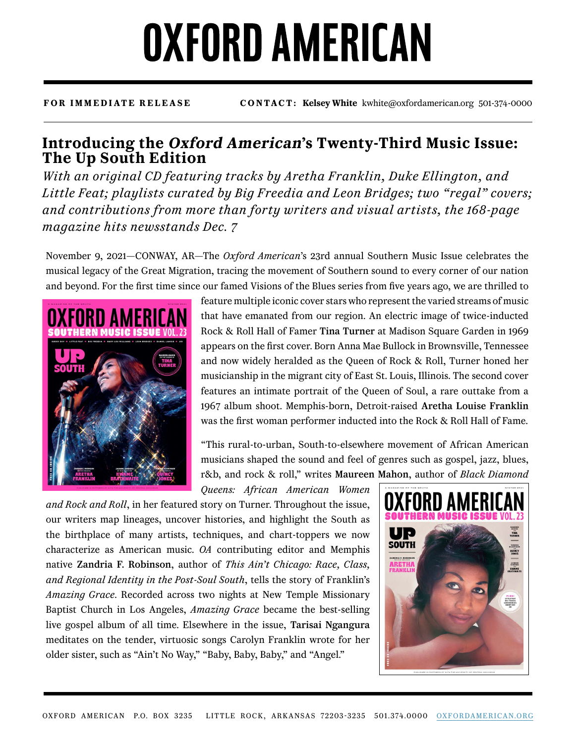# OXFORD AMERICAN

**FOR IMMEDIATE RELEASE** **CONTACT: Kelsey White** kwhite@oxfordamerican.org 501-374-0000

## Introducing the *Oxford American*'s Twenty-Third Music Issue: The Up South Edition

*With an original CD featuring tracks by Aretha Franklin, Duke Ellington, and Little Feat; playlists curated by Big Freedia and Leon Bridges; two "regal" covers; and contributions from more than forty writers and visual artists, the 168-page magazine hits newsstands Dec. 7*

November 9, 2021—CONWAY, AR—The *Oxford American*'s 23rd annual Southern Music Issue celebrates the musical legacy of the Great Migration, tracing the movement of Southern sound to every corner of our nation and beyond. For the first time since our famed Visions of the Blues series from five years ago, we are thrilled to feature multiple iconic cover stars who represent the varied streams of music that have emanated from our region. An electric image of twice-inducted Rock & Roll Hall of Famer **Tina Turner** at Madison Square Garden in 1969 appears on the first cover. Born Anna Mae Bullock in Brownsville, Tennessee and now widely heralded as the Queen of Rock & Roll, Turner honed her musicianship in the migrant city of East St. Louis, Illinois. The second cover features an intimate portrait of the Queen of Soul, a rare outtake from a 1967 album shoot. Memphis-born, Detroit-raised **Aretha Louise Franklin** was the first woman performer inducted into the Rock & Roll Hall of Fame.

"This rural-to-urban, South-to-elsewhere movement of African American musicians shaped the sound and feel of genres such as gospel, jazz, blues, r&b, and rock & roll," writes **Maureen Mahon**, author of *Black Diamond Queens: African American Women and Rock and Roll*, in her featured story on Turner. Throughout the issue, our writers map lineages, uncover histories, and highlight the South as the birthplace of many artists, techniques, and chart-toppers we now characterize as American music. *OA* contributing editor and Memphis native **Zandria F. Robinson**, author of *This Ain't Chicago: Race, Class, and Regional Identity in the Post-Soul South*, tells the story of Franklin's *Amazing Grace*. Recorded across two nights at New Temple Missionary Baptist Church in Los Angeles, *Amazing Grace* became the best-selling live gospel album of all time. Elsewhere in the issue, **Tarisai Ngangura** meditates on the tender, virtuosic songs Carolyn Franklin wrote for her older sister, such as "Ain't No Way," "Baby, Baby, Baby," and "Angel."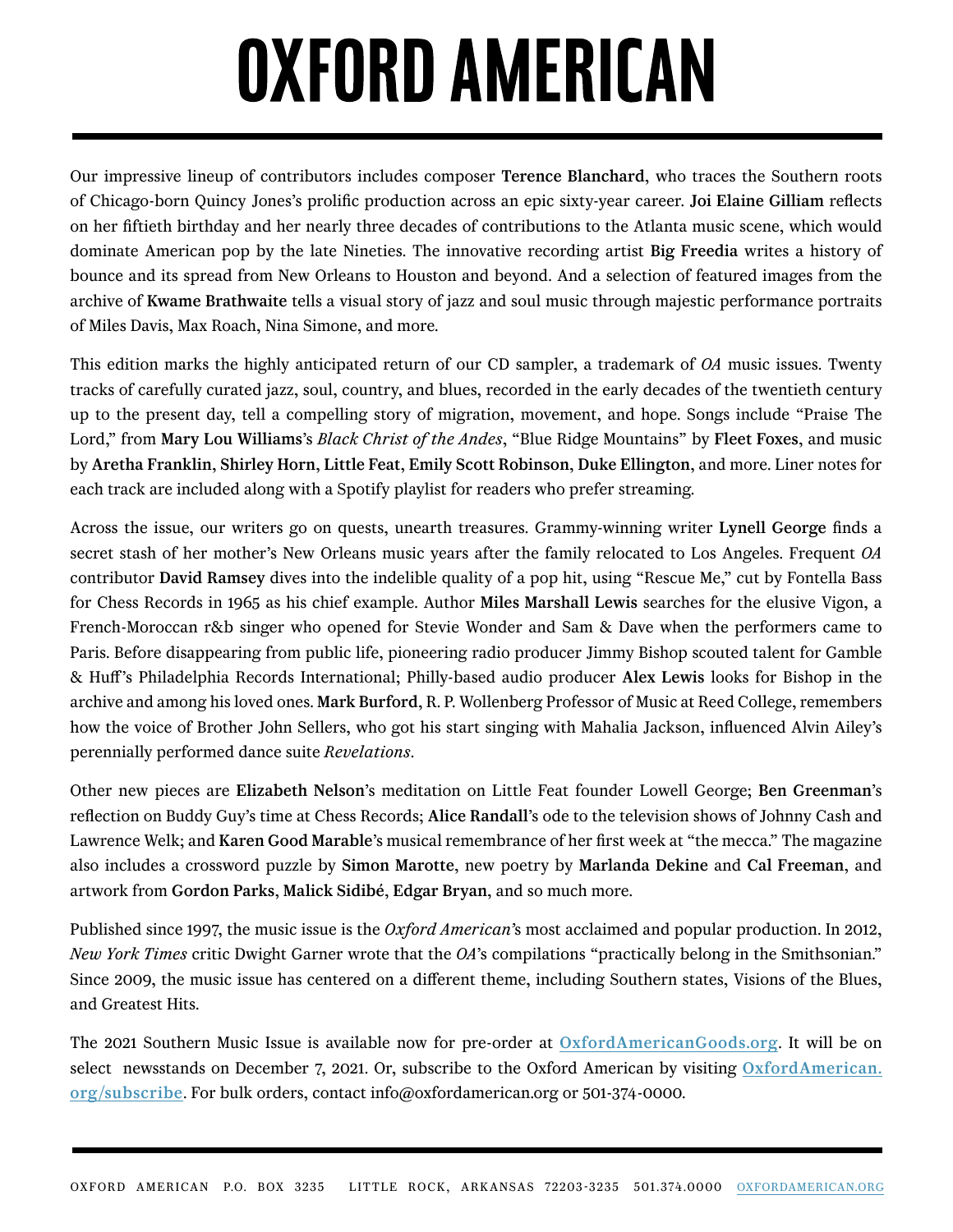# OXFORD AMERICAN

Our impressive lineup of contributors includes composer **Terence Blanchard**, who traces the Southern roots of Chicago-born Quincy Jones's prolific production across an epic sixty-year career. **Joi Elaine Gilliam** reflects on her fiftieth birthday and her nearly three decades of contributions to the Atlanta music scene, which would dominate American pop by the late Nineties. The innovative recording artist **Big Freedia** writes a history of bounce and its spread from New Orleans to Houston and beyond. And a selection of featured images from the archive of **Kwame Brathwaite** tells a visual story of jazz and soul music through majestic performance portraits of Miles Davis, Max Roach, Nina Simone, and more.

This edition marks the highly anticipated return of our CD sampler, a trademark of *OA* music issues. Twenty tracks of carefully curated jazz, soul, country, and blues, recorded in the early decades of the twentieth century up to the present day, tell a compelling story of migration, movement, and hope. Songs include "Praise The Lord," from **Mary Lou Williams**'s *Black Christ of the Andes*, "Blue Ridge Mountains" by **Fleet Foxes**, and music by **Aretha Franklin**, **Shirley Horn**, **Little Feat**, **Emily Scott Robinson**, **Duke Ellington**, and more. Liner notes for each track are included along with a Spotify playlist for readers who prefer streaming.

Across the issue, our writers go on quests, unearth treasures. Grammy-winning writer **Lynell George** finds a secret stash of her mother's New Orleans music years after the family relocated to Los Angeles. Frequent *OA* contributor **David Ramsey** dives into the indelible quality of a pop hit, using "Rescue Me," cut by Fontella Bass for Chess Records in 1965 as his chief example. Author **Miles Marshall Lewis** searches for the elusive Vigon, a French-Moroccan r&b singer who opened for Stevie Wonder and Sam & Dave when the performers came to Paris. Before disappearing from public life, pioneering radio producer Jimmy Bishop scouted talent for Gamble & Huff's Philadelphia Records International; Philly-based audio producer **Alex Lewis** looks for Bishop in the archive and among his loved ones. **Mark Burford**, R. P. Wollenberg Professor of Music at Reed College, remembers how the voice of Brother John Sellers, who got his start singing with Mahalia Jackson, influenced Alvin Ailey's perennially performed dance suite *Revelations*.

Other new pieces are **Elizabeth Nelson**'s meditation on Little Feat founder Lowell George; **Ben Greenman**'s reflection on Buddy Guy's time at Chess Records; **Alice Randall**'s ode to the television shows of Johnny Cash and Lawrence Welk; and **Karen Good Marable**'s musical remembrance of her first week at "the mecca." The magazine also includes a crossword puzzle by **Simon Marotte**, new poetry by **Marlanda Dekine** and **Cal Freeman**, and artwork from **Gordon Parks**, **Malick Sidibé**, **Edgar Bryan**, and so much more.

Published since 1997, the music issue is the *Oxford American*'s most acclaimed and popular production. In 2012, *New York Times* critic Dwight Garner wrote that the *OA*'s compilations "practically belong in the Smithsonian." Since 2009, the music issue has centered on a different theme, including Southern states, Visions of the Blues, and Greatest Hits.

The 2021 Southern Music Issue is available now for pre-order at [OxfordAmericanGoods.org](OxfordAmericanGoods.org). It will be on select newsstands on December 7, 2021. Or, subscribe to the Oxford American by visiting [OxfordAmerican.org/subscribe](OxfordAmerican.org/subscribe). For bulk orders, contact info@oxfordamerican.org or 501-374-0000.

OXFORD AMERICAN P.O. BOX 3235 LITTLE ROCK, ARKANSAS 72203-3235 501.374.0000 OXFORDAMERICAN.ORG